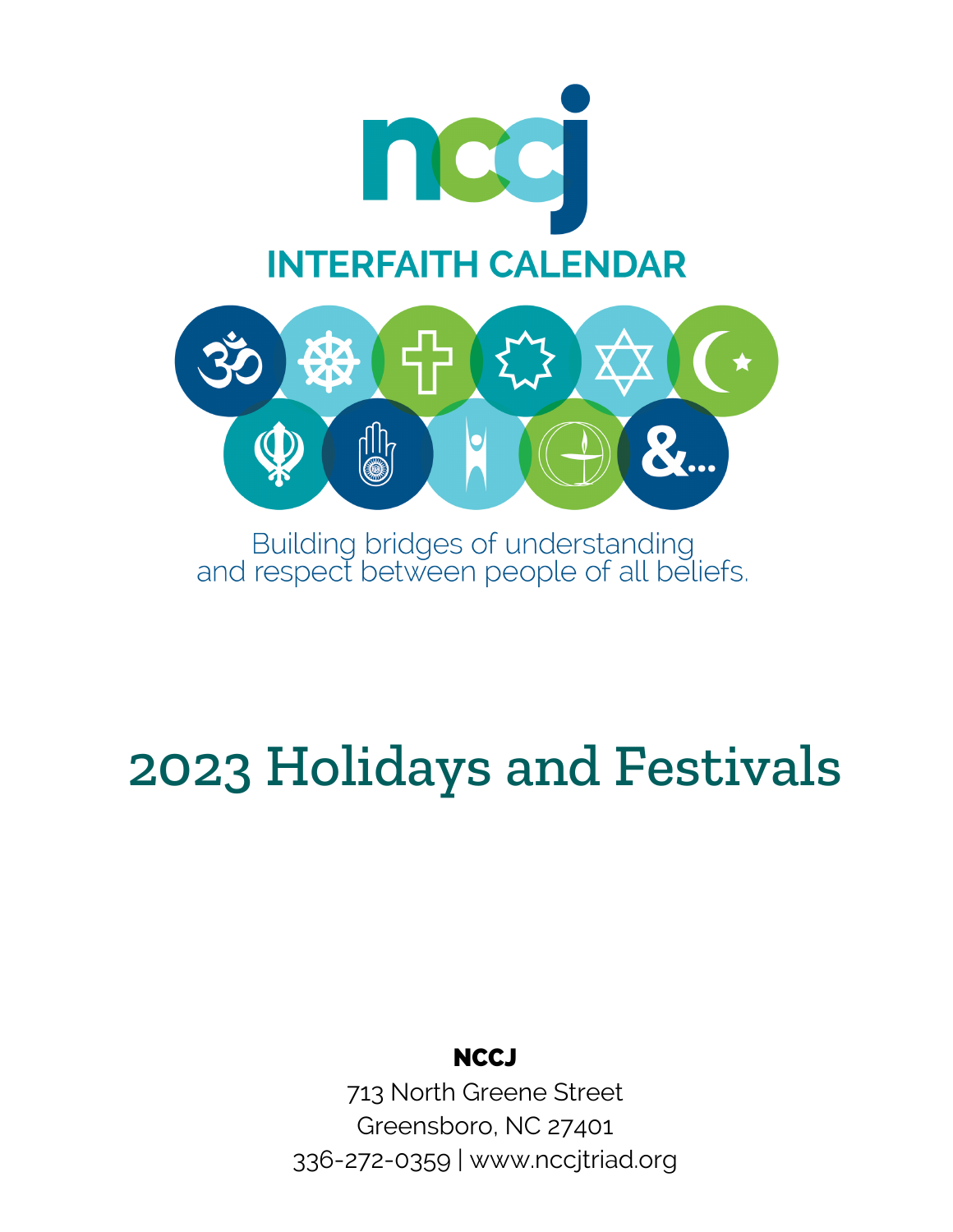# nccj

## INTERFAITH CALENDAR

Building bridges of understanding and respect between people of all beliefs.

# 2023 Holidays and Festivals

**NCCJ**

713 North Greene Street
Greensboro, NC 27401
336-272-0359 | www.nccjtriad.org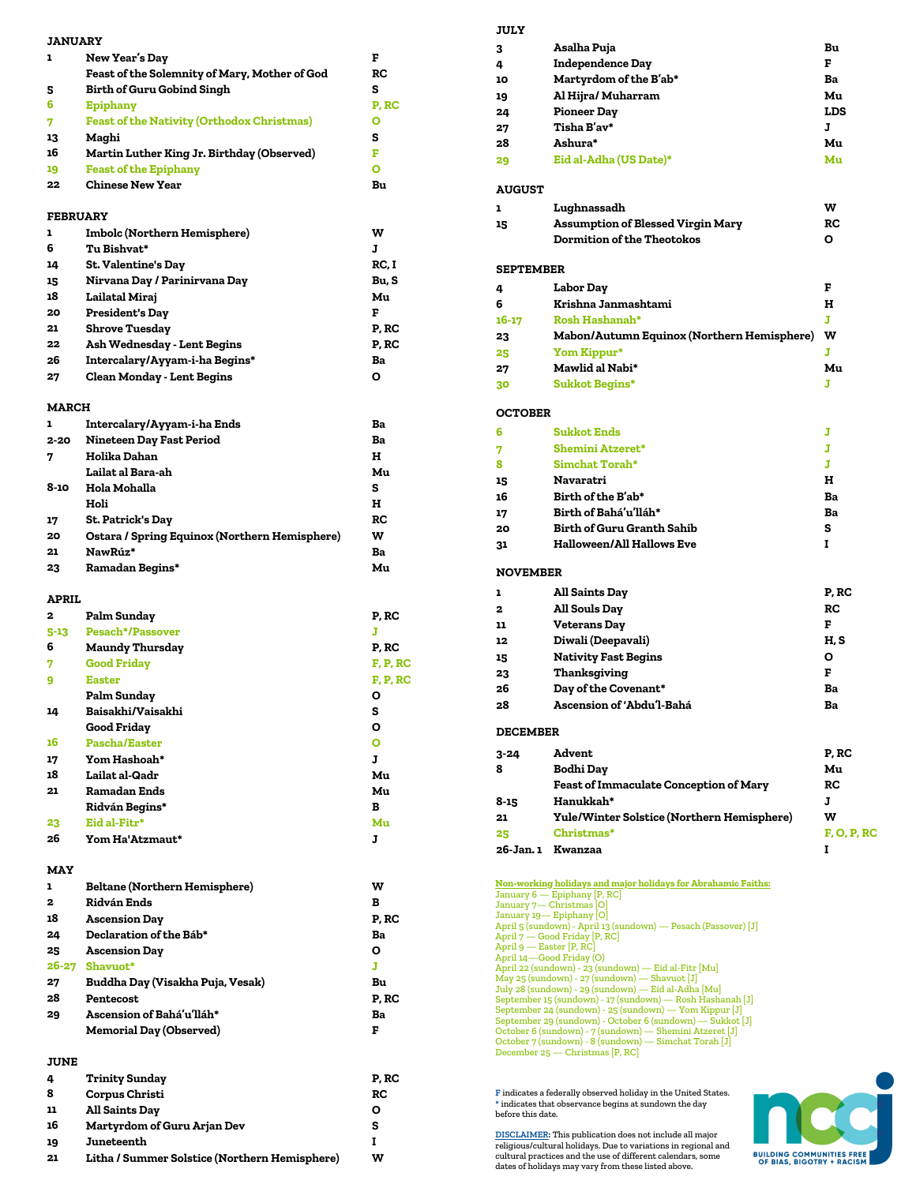## JANUARY

| | | |
|---|---|---|
| 1 | New Year's Day | F |
| | Feast of the Solemnity of Mary, Mother of God | RC |
| 5 | Birth of Guru Gobind Singh | S |
| 6 | Epiphany | P, RC |
| 7 | Feast of the Nativity (Orthodox Christmas) | O |
| 13 | Maghi | S |
| 16 | Martin Luther King Jr. Birthday (Observed) | F |
| 19 | Feast of the Epiphany | O |
| 22 | Chinese New Year | Bu |

## FEBRUARY

| | | |
|---|---|---|
| 1 | Imbolc (Northern Hemisphere) | W |
| 6 | Tu Bishvat* | J |
| 14 | St. Valentine's Day | RC, I |
| 15 | Nirvana Day / Parinirvana Day | Bu, S |
| 18 | Lailatal Miraj | Mu |
| 20 | President's Day | F |
| 21 | Shrove Tuesday | P, RC |
| 22 | Ash Wednesday - Lent Begins | P, RC |
| 26 | Intercalary/Ayyam-i-ha Begins* | Ba |
| 27 | Clean Monday - Lent Begins | O |

## MARCH

| | | |
|---|---|---|
| 1 | Intercalary/Ayyam-i-ha Ends | Ba |
| 2-20 | Nineteen Day Fast Period | Ba |
| 7 | Holika Dahan | H |
| | Lailat al Bara-ah | Mu |
| 8-10 | Hola Mohalla | S |
| | Holi | H |
| 17 | St. Patrick's Day | RC |
| 20 | Ostara / Spring Equinox (Northern Hemisphere) | W |
| 21 | NawRúz* | Ba |
| 23 | Ramadan Begins* | Mu |

## APRIL

| | | |
|---|---|---|
| 2 | Palm Sunday | P, RC |
| 5-13 | Pesach*/Passover | J |
| 6 | Maundy Thursday | P, RC |
| 7 | Good Friday | F, P, RC |
| 9 | Easter | F, P, RC |
| | Palm Sunday | O |
| 14 | Baisakhi/Vaisakhi | S |
| | Good Friday | O |
| 16 | Pascha/Easter | O |
| 17 | Yom Hashoah* | J |
| 18 | Lailat al-Qadr | Mu |
| 21 | Ramadan Ends | Mu |
| | Ridván Begins* | B |
| 23 | Eid al-Fitr* | Mu |
| 26 | Yom Ha'Atzmaut* | J |

## MAY

| | | |
|---|---|---|
| 1 | Beltane (Northern Hemisphere) | W |
| 2 | Ridván Ends | B |
| 18 | Ascension Day | P, RC |
| 24 | Declaration of the Báb* | Ba |
| 25 | Ascension Day | O |
| 26-27 | Shavuot* | J |
| 27 | Buddha Day (Visakha Puja, Vesak) | Bu |
| 28 | Pentecost | P, RC |
| 29 | Ascension of Bahá'u'lláh* | Ba |
| | Memorial Day (Observed) | F |

## JUNE

| | | |
|---|---|---|
| 4 | Trinity Sunday | P, RC |
| 8 | Corpus Christi | RC |
| 11 | All Saints Day | O |
| 16 | Martyrdom of Guru Arjan Dev | S |
| 19 | Juneteenth | I |
| 21 | Litha / Summer Solstice (Northern Hemisphere) | W |

## JULY

| | | |
|---|---|---|
| 3 | Asalha Puja | Bu |
| 4 | Independence Day | F |
| 10 | Martyrdom of the B'ab* | Ba |
| 19 | Al Hijra/ Muharram | Mu |
| 24 | Pioneer Day | LDS |
| 27 | Tisha B'av* | J |
| 28 | Ashura* | Mu |
| 29 | Eid al-Adha (US Date)* | Mu |

## AUGUST

| | | |
|---|---|---|
| 1 | Lughnassadh | W |
| 15 | Assumption of Blessed Virgin Mary | RC |
| | Dormition of the Theotokos | O |

## SEPTEMBER

| | | |
|---|---|---|
| 4 | Labor Day | F |
| 6 | Krishna Janmashtami | H |
| 16-17 | Rosh Hashanah* | J |
| 23 | Mabon/Autumn Equinox (Northern Hemisphere) | W |
| 25 | Yom Kippur* | J |
| 27 | Mawlid al Nabi* | Mu |
| 30 | Sukkot Begins* | J |

## OCTOBER

| | | |
|---|---|---|
| 6 | Sukkot Ends | J |
| 7 | Shemini Atzeret* | J |
| 8 | Simchat Torah* | J |
| 15 | Navaratri | H |
| 16 | Birth of the B'ab* | Ba |
| 17 | Birth of Bahá'u'lláh* | Ba |
| 20 | Birth of Guru Granth Sahib | S |
| 31 | Halloween/All Hallows Eve | I |

## NOVEMBER

| | | |
|---|---|---|
| 1 | All Saints Day | P, RC |
| 2 | All Souls Day | RC |
| 11 | Veterans Day | F |
| 12 | Diwali (Deepavali) | H, S |
| 15 | Nativity Fast Begins | O |
| 23 | Thanksgiving | F |
| 26 | Day of the Covenant* | Ba |
| 28 | Ascension of 'Abdu'l-Bahá | Ba |

## DECEMBER

| | | |
|---|---|---|
| 3-24 | Advent | P, RC |
| 8 | Bodhi Day | Mu |
| | Feast of Immaculate Conception of Mary | RC |
| 8-15 | Hanukkah* | J |
| 21 | Yule/Winter Solstice (Northern Hemisphere) | W |
| 25 | Christmas* | F, O, P, RC |
| 26-Jan. 1 | Kwanzaa | I |

**Non-working holidays and major holidays for Abrahamic Faiths:**

January 6 — Epiphany [P, RC]
January 7— Christmas [O]
January 19— Epiphany [O]
April 5 (sundown) - April 13 (sundown) — Pesach (Passover) [J]
April 7 — Good Friday [P, RC]
April 9 — Easter [P, RC]
April 14—Good Friday (O)
April 22 (sundown) - 23 (sundown) — Eid al-Fitr [Mu]
May 25 (sundown) - 27 (sundown) — Shavuot [J]
July 28 (sundown) - 29 (sundown) — Eid al-Adha [Mu]
September 15 (sundown) - 17 (sundown) — Rosh Hashanah [J]
September 24 (sundown) - 25 (sundown) — Yom Kippur [J]
September 29 (sundown) - October 6 (sundown) — Sukkot [J]
October 6 (sundown) - 7 (sundown) — Shemini Atzeret [J]
October 7 (sundown) - 8 (sundown) — Simchat Torah [J]
December 25 — Christmas [P, RC]

F indicates a federally observed holiday in the United States.
* indicates that observance begins at sundown the day before this date.

DISCLAIMER: This publication does not include all major religious/cultural holidays. Due to variations in regional and cultural practices and the use of different calendars, some dates of holidays may vary from these listed above.

nccj — BUILDING COMMUNITIES FREE OF BIAS, BIGOTRY + RACISM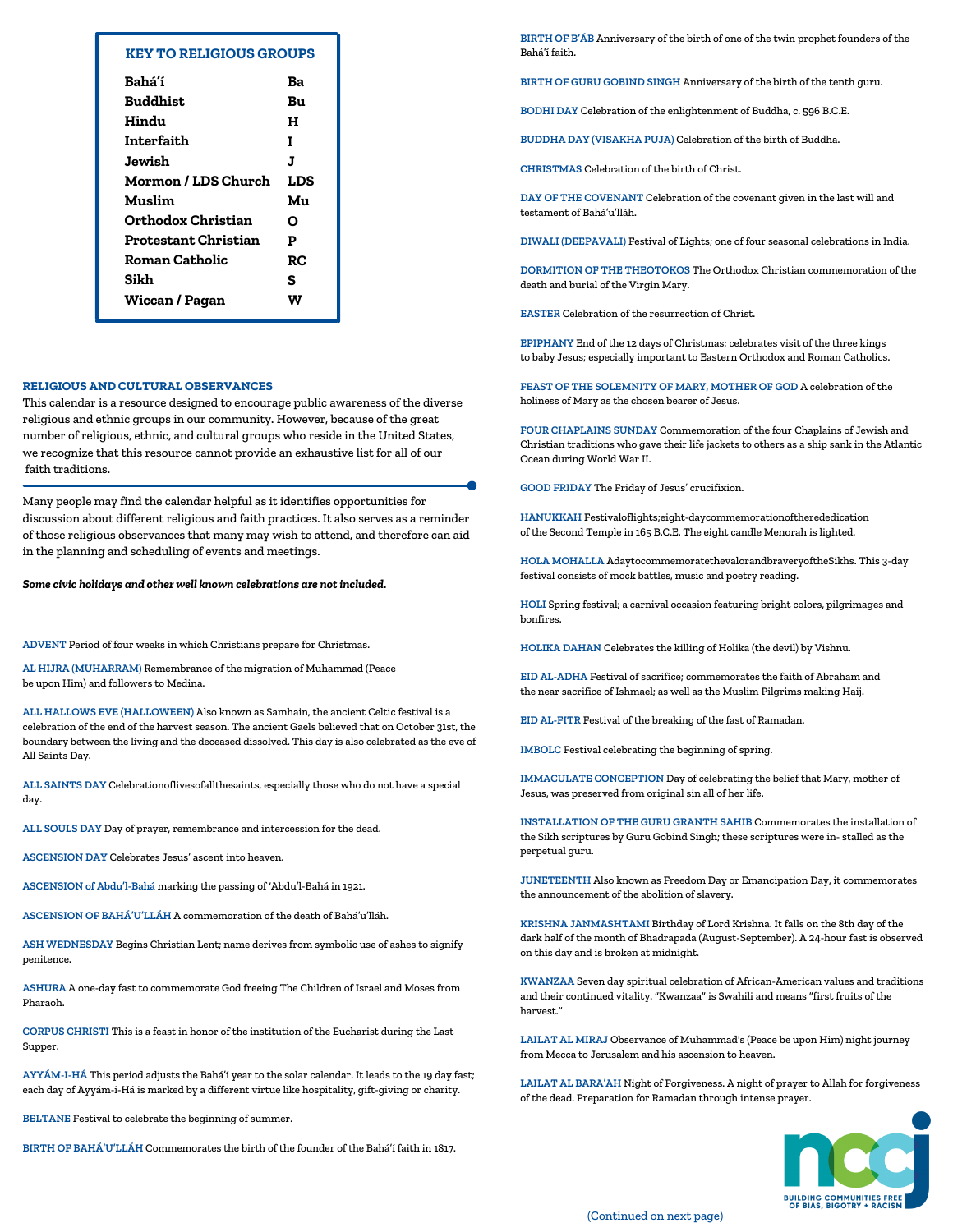### KEY TO RELIGIOUS GROUPS

| | |
|---|---|
| **Bahá'í** | **Ba** |
| **Buddhist** | **Bu** |
| **Hindu** | **H** |
| **Interfaith** | **I** |
| **Jewish** | **J** |
| **Mormon / LDS Church** | **LDS** |
| **Muslim** | **Mu** |
| **Orthodox Christian** | **O** |
| **Protestant Christian** | **P** |
| **Roman Catholic** | **RC** |
| **Sikh** | **S** |
| **Wiccan / Pagan** | **W** |

## RELIGIOUS AND CULTURAL OBSERVANCES

This calendar is a resource designed to encourage public awareness of the diverse religious and ethnic groups in our community. However, because of the great number of religious, ethnic, and cultural groups who reside in the United States, we recognize that this resource cannot provide an exhaustive list for all of our faith traditions.

Many people may find the calendar helpful as it identifies opportunities for discussion about different religious and faith practices. It also serves as a reminder of those religious observances that many may wish to attend, and therefore can aid in the planning and scheduling of events and meetings.

***Some civic holidays and other well known celebrations are not included.***

**ADVENT** Period of four weeks in which Christians prepare for Christmas.

**AL HIJRA (MUHARRAM)** Remembrance of the migration of Muhammad (Peace be upon Him) and followers to Medina.

**ALL HALLOWS EVE (HALLOWEEN)** Also known as Samhain, the ancient Celtic festival is a celebration of the end of the harvest season. The ancient Gaels believed that on October 31st, the boundary between the living and the deceased dissolved. This day is also celebrated as the eve of All Saints Day.

**ALL SAINTS DAY** Celebrationoflivesofallthesaints, especially those who do not have a special day.

**ALL SOULS DAY** Day of prayer, remembrance and intercession for the dead.

**ASCENSION DAY** Celebrates Jesus' ascent into heaven.

**ASCENSION of Abdu'l-Bahá** marking the passing of 'Abdu'l-Bahá in 1921.

**ASCENSION OF BAHÁ'U'LLÁH** A commemoration of the death of Bahá'u'lláh.

**ASH WEDNESDAY** Begins Christian Lent; name derives from symbolic use of ashes to signify penitence.

**ASHURA** A one-day fast to commemorate God freeing The Children of Israel and Moses from Pharaoh.

**CORPUS CHRISTI** This is a feast in honor of the institution of the Eucharist during the Last Supper.

**AYYÁM-I-HÁ** This period adjusts the Bahá'í year to the solar calendar. It leads to the 19 day fast; each day of Ayyám-i-Há is marked by a different virtue like hospitality, gift-giving or charity.

**BELTANE** Festival to celebrate the beginning of summer.

**BIRTH OF BAHÁ'U'LLÁH** Commemorates the birth of the founder of the Bahá'í faith in 1817.

**BIRTH OF B'ÁB** Anniversary of the birth of one of the twin prophet founders of the Bahá'í faith.

**BIRTH OF GURU GOBIND SINGH** Anniversary of the birth of the tenth guru.

**BODHI DAY** Celebration of the enlightenment of Buddha, c. 596 B.C.E.

**BUDDHA DAY (VISAKHA PUJA)** Celebration of the birth of Buddha.

**CHRISTMAS** Celebration of the birth of Christ.

**DAY OF THE COVENANT** Celebration of the covenant given in the last will and testament of Bahá'u'lláh.

**DIWALI (DEEPAVALI)** Festival of Lights; one of four seasonal celebrations in India.

**DORMITION OF THE THEOTOKOS** The Orthodox Christian commemoration of the death and burial of the Virgin Mary.

**EASTER** Celebration of the resurrection of Christ.

**EPIPHANY** End of the 12 days of Christmas; celebrates visit of the three kings to baby Jesus; especially important to Eastern Orthodox and Roman Catholics.

**FEAST OF THE SOLEMNITY OF MARY, MOTHER OF GOD** A celebration of the holiness of Mary as the chosen bearer of Jesus.

**FOUR CHAPLAINS SUNDAY** Commemoration of the four Chaplains of Jewish and Christian traditions who gave their life jackets to others as a ship sank in the Atlantic Ocean during World War II.

**GOOD FRIDAY** The Friday of Jesus' crucifixion.

**HANUKKAH** Festivaloflights;eight-daycommemorationoftherededication of the Second Temple in 165 B.C.E. The eight candle Menorah is lighted.

**HOLA MOHALLA** Adaytocommemoratethevalorandbraveryofthe Sikhs. This 3-day festival consists of mock battles, music and poetry reading.

**HOLI** Spring festival; a carnival occasion featuring bright colors, pilgrimages and bonfires.

**HOLIKA DAHAN** Celebrates the killing of Holika (the devil) by Vishnu.

**EID AL-ADHA** Festival of sacrifice; commemorates the faith of Abraham and the near sacrifice of Ishmael; as well as the Muslim Pilgrims making Hajj.

**EID AL-FITR** Festival of the breaking of the fast of Ramadan.

**IMBOLC** Festival celebrating the beginning of spring.

**IMMACULATE CONCEPTION** Day of celebrating the belief that Mary, mother of Jesus, was preserved from original sin all of her life.

**INSTALLATION OF THE GURU GRANTH SAHIB** Commemorates the installation of the Sikh scriptures by Guru Gobind Singh; these scriptures were in- stalled as the perpetual guru.

**JUNETEENTH** Also known as Freedom Day or Emancipation Day, it commemorates the announcement of the abolition of slavery.

**KRISHNA JANMASHTAMI** Birthday of Lord Krishna. It falls on the 8th day of the dark half of the month of Bhadrapada (August-September). A 24-hour fast is observed on this day and is broken at midnight.

**KWANZAA** Seven day spiritual celebration of African-American values and traditions and their continued vitality. "Kwanzaa" is Swahili and means "first fruits of the harvest."

**LAILAT AL MIRAJ** Observance of Muhammad's (Peace be upon Him) night journey from Mecca to Jerusalem and his ascension to heaven.

**LAILAT AL BARA'AH** Night of Forgiveness. A night of prayer to Allah for forgiveness of the dead. Preparation for Ramadan through intense prayer.

nccj — BUILDING COMMUNITIES FREE OF BIAS, BIGOTRY + RACISM

(Continued on next page)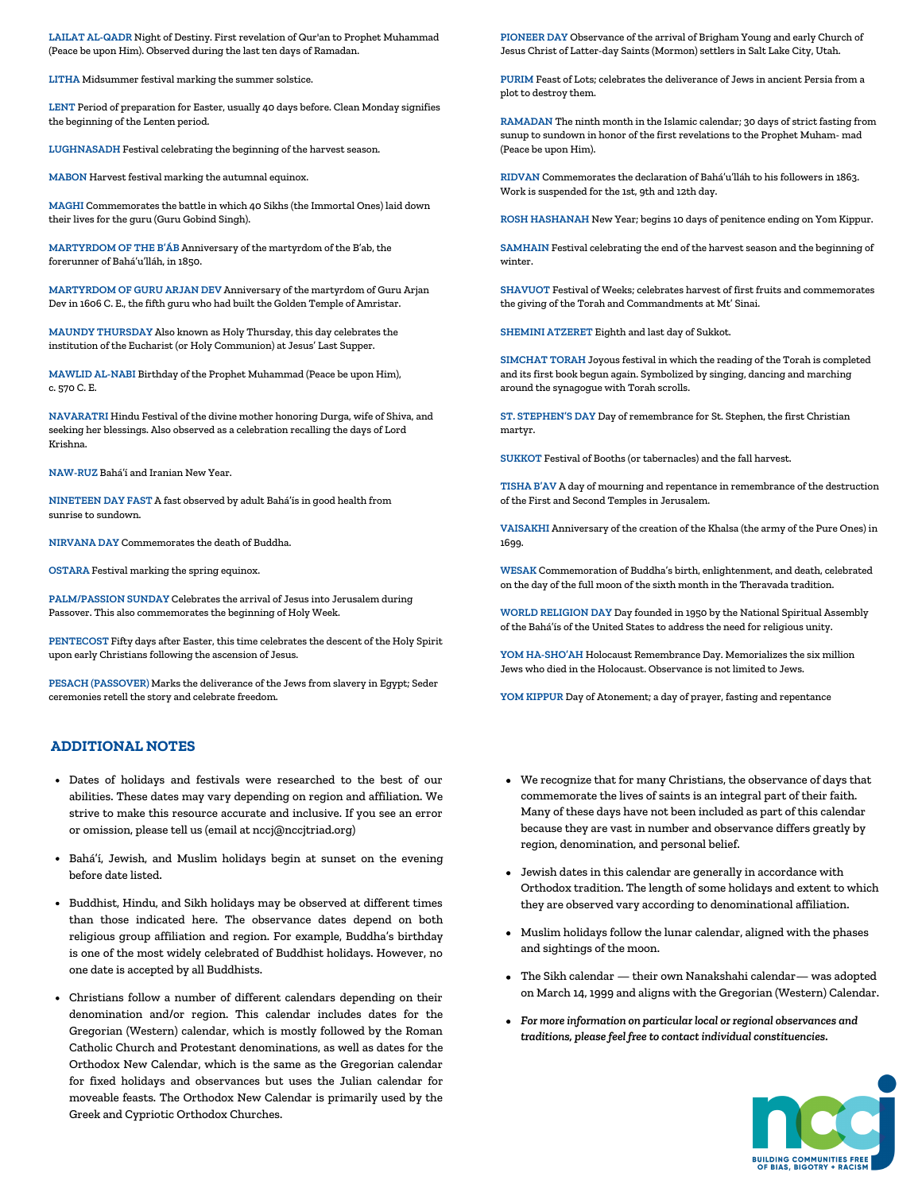**LAILAT AL-QADR** Night of Destiny. First revelation of Qur'an to Prophet Muhammad (Peace be upon Him). Observed during the last ten days of Ramadan.

**LITHA** Midsummer festival marking the summer solstice.

**LENT** Period of preparation for Easter, usually 40 days before. Clean Monday signifies the beginning of the Lenten period.

**LUGHNASADH** Festival celebrating the beginning of the harvest season.

**MABON** Harvest festival marking the autumnal equinox.

**MAGHI** Commemorates the battle in which 40 Sikhs (the Immortal Ones) laid down their lives for the guru (Guru Gobind Singh).

**MARTYRDOM OF THE B'ÁB** Anniversary of the martyrdom of the B'ab, the forerunner of Bahá'u'lláh, in 1850.

**MARTYRDOM OF GURU ARJAN DEV** Anniversary of the martyrdom of Guru Arjan Dev in 1606 C. E., the fifth guru who had built the Golden Temple of Amristar.

**MAUNDY THURSDAY** Also known as Holy Thursday, this day celebrates the institution of the Eucharist (or Holy Communion) at Jesus' Last Supper.

**MAWLID AL-NABI** Birthday of the Prophet Muhammad (Peace be upon Him), c. 570 C. E.

**NAVARATRI** Hindu Festival of the divine mother honoring Durga, wife of Shiva, and seeking her blessings. Also observed as a celebration recalling the days of Lord Krishna.

**NAW-RUZ** Bahá'í and Iranian New Year.

**NINETEEN DAY FAST** A fast observed by adult Bahá'ís in good health from sunrise to sundown.

**NIRVANA DAY** Commemorates the death of Buddha.

**OSTARA** Festival marking the spring equinox.

**PALM/PASSION SUNDAY** Celebrates the arrival of Jesus into Jerusalem during Passover. This also commemorates the beginning of Holy Week.

**PENTECOST** Fifty days after Easter, this time celebrates the descent of the Holy Spirit upon early Christians following the ascension of Jesus.

**PESACH (PASSOVER)** Marks the deliverance of the Jews from slavery in Egypt; Seder ceremonies retell the story and celebrate freedom.

**PIONEER DAY** Observance of the arrival of Brigham Young and early Church of Jesus Christ of Latter-day Saints (Mormon) settlers in Salt Lake City, Utah.

**PURIM** Feast of Lots; celebrates the deliverance of Jews in ancient Persia from a plot to destroy them.

**RAMADAN** The ninth month in the Islamic calendar; 30 days of strict fasting from sunup to sundown in honor of the first revelations to the Prophet Muham- mad (Peace be upon Him).

**RIDVAN** Commemorates the declaration of Bahá'u'lláh to his followers in 1863. Work is suspended for the 1st, 9th and 12th day.

**ROSH HASHANAH** New Year; begins 10 days of penitence ending on Yom Kippur.

**SAMHAIN** Festival celebrating the end of the harvest season and the beginning of winter.

**SHAVUOT** Festival of Weeks; celebrates harvest of first fruits and commemorates the giving of the Torah and Commandments at Mt' Sinai.

**SHEMINI ATZERET** Eighth and last day of Sukkot.

**SIMCHAT TORAH** Joyous festival in which the reading of the Torah is completed and its first book begun again. Symbolized by singing, dancing and marching around the synagogue with Torah scrolls.

**ST. STEPHEN'S DAY** Day of remembrance for St. Stephen, the first Christian martyr.

**SUKKOT** Festival of Booths (or tabernacles) and the fall harvest.

**TISHA B'AV** A day of mourning and repentance in remembrance of the destruction of the First and Second Temples in Jerusalem.

**VAISAKHI** Anniversary of the creation of the Khalsa (the army of the Pure Ones) in 1699.

**WESAK** Commemoration of Buddha's birth, enlightenment, and death, celebrated on the day of the full moon of the sixth month in the Theravada tradition.

**WORLD RELIGION DAY** Day founded in 1950 by the National Spiritual Assembly of the Bahá'ís of the United States to address the need for religious unity.

**YOM HA-SHO'AH** Holocaust Remembrance Day. Memorializes the six million Jews who died in the Holocaust. Observance is not limited to Jews.

**YOM KIPPUR** Day of Atonement; a day of prayer, fasting and repentance

## ADDITIONAL NOTES

- Dates of holidays and festivals were researched to the best of our abilities. These dates may vary depending on region and affiliation. We strive to make this resource accurate and inclusive. If you see an error or omission, please tell us (email at nccj@nccjtriad.org)
- Bahá'í, Jewish, and Muslim holidays begin at sunset on the evening before date listed.
- Buddhist, Hindu, and Sikh holidays may be observed at different times than those indicated here. The observance dates depend on both religious group affiliation and region. For example, Buddha's birthday is one of the most widely celebrated of Buddhist holidays. However, no one date is accepted by all Buddhists.
- Christians follow a number of different calendars depending on their denomination and/or region. This calendar includes dates for the Gregorian (Western) calendar, which is mostly followed by the Roman Catholic Church and Protestant denominations, as well as dates for the Orthodox New Calendar, which is the same as the Gregorian calendar for fixed holidays and observances but uses the Julian calendar for moveable feasts. The Orthodox New Calendar is primarily used by the Greek and Cypriotic Orthodox Churches.
- We recognize that for many Christians, the observance of days that commemorate the lives of saints is an integral part of their faith. Many of these days have not been included as part of this calendar because they are vast in number and observance differs greatly by region, denomination, and personal belief.
- Jewish dates in this calendar are generally in accordance with Orthodox tradition. The length of some holidays and extent to which they are observed vary according to denominational affiliation.
- Muslim holidays follow the lunar calendar, aligned with the phases and sightings of the moon.
- The Sikh calendar — their own Nanakshahi calendar— was adopted on March 14, 1999 and aligns with the Gregorian (Western) Calendar.
- ***For more information on particular local or regional observances and traditions, please feel free to contact individual constituencies.***

nccj
BUILDING COMMUNITIES FREE OF BIAS, BIGOTRY + RACISM